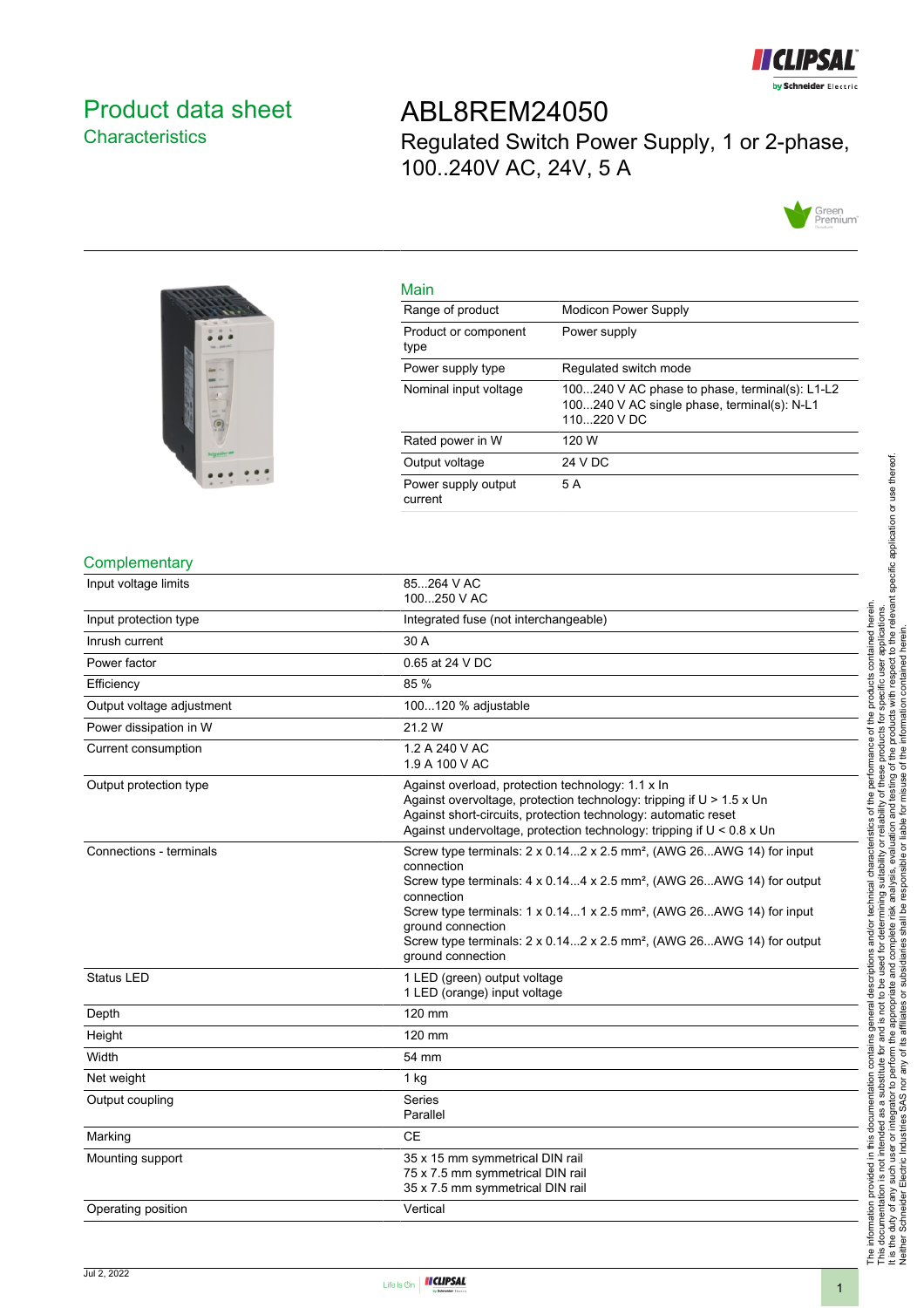# Product data sheet

## Characteristics

# ABL8REM24050

Regulated Switch Power Supply, 1 or 2-phase, 100..240V AC, 24V, 5 A

## Main

| | |
|---|---|
| Range of product | Modicon Power Supply |
| Product or component type | Power supply |
| Power supply type | Regulated switch mode |
| Nominal input voltage | 100...240 V AC phase to phase, terminal(s): L1-L2<br>100...240 V AC single phase, terminal(s): N-L1<br>110...220 V DC |
| Rated power in W | 120 W |
| Output voltage | 24 V DC |
| Power supply output current | 5 A |

## Complementary

| | |
|---|---|
| Input voltage limits | 85...264 V AC<br>100...250 V AC |
| Input protection type | Integrated fuse (not interchangeable) |
| Inrush current | 30 A |
| Power factor | 0.65 at 24 V DC |
| Efficiency | 85 % |
| Output voltage adjustment | 100...120 % adjustable |
| Power dissipation in W | 21.2 W |
| Current consumption | 1.2 A 240 V AC<br>1.9 A 100 V AC |
| Output protection type | Against overload, protection technology: 1.1 x In<br>Against overvoltage, protection technology: tripping if U > 1.5 x Un<br>Against short-circuits, protection technology: automatic reset<br>Against undervoltage, protection technology: tripping if U < 0.8 x Un |
| Connections - terminals | Screw type terminals: 2 x 0.14...2 x 2.5 mm², (AWG 26...AWG 14) for input connection<br>Screw type terminals: 4 x 0.14...4 x 2.5 mm², (AWG 26...AWG 14) for output connection<br>Screw type terminals: 1 x 0.14...1 x 2.5 mm², (AWG 26...AWG 14) for input ground connection<br>Screw type terminals: 2 x 0.14...2 x 2.5 mm², (AWG 26...AWG 14) for output ground connection |
| Status LED | 1 LED (green) output voltage<br>1 LED (orange) input voltage |
| Depth | 120 mm |
| Height | 120 mm |
| Width | 54 mm |
| Net weight | 1 kg |
| Output coupling | Series<br>Parallel |
| Marking | CE |
| Mounting support | 35 x 15 mm symmetrical DIN rail<br>75 x 7.5 mm symmetrical DIN rail<br>35 x 7.5 mm symmetrical DIN rail |
| Operating position | Vertical |

The information provided in this documentation contains general descriptions and/or technical characteristics of the performance of the products contained herein. This documentation is not intended as a substitute for and is not to be used for determining suitability or reliability of these products for specific user applications. It is the duty of any such user or integrator to perform the appropriate and complete risk analysis, evaluation and testing of the products with respect to the relevant specific application or use thereof. Neither Schneider Electric Industries SAS nor any of its affiliates or subsidiaries shall be responsible or liable for misuse of the information contained herein.

Jul 2, 2022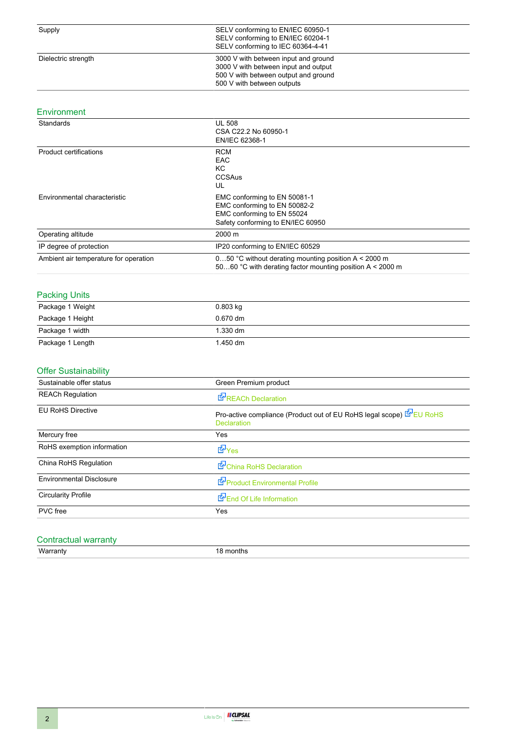| | |
|---|---|
| Supply | SELV conforming to EN/IEC 60950-1<br>SELV conforming to EN/IEC 60204-1<br>SELV conforming to IEC 60364-4-41 |
| Dielectric strength | 3000 V with between input and ground<br>3000 V with between input and output<br>500 V with between output and ground<br>500 V with between outputs |

## Environment

| | |
|---|---|
| Standards | UL 508<br>CSA C22.2 No 60950-1<br>EN/IEC 62368-1 |
| Product certifications | RCM<br>EAC<br>KC<br>CCSAus<br>UL |
| Environmental characteristic | EMC conforming to EN 50081-1<br>EMC conforming to EN 50082-2<br>EMC conforming to EN 55024<br>Safety conforming to EN/IEC 60950 |
| Operating altitude | 2000 m |
| IP degree of protection | IP20 conforming to EN/IEC 60529 |
| Ambient air temperature for operation | 0…50 °C without derating mounting position A < 2000 m<br>50…60 °C with derating factor mounting position A < 2000 m |

## Packing Units

| | |
|---|---|
| Package 1 Weight | 0.803 kg |
| Package 1 Height | 0.670 dm |
| Package 1 width | 1.330 dm |
| Package 1 Length | 1.450 dm |

## Offer Sustainability

| | |
|---|---|
| Sustainable offer status | Green Premium product |
| REACh Regulation | REACh Declaration |
| EU RoHS Directive | Pro-active compliance (Product out of EU RoHS legal scope) EU RoHS Declaration |
| Mercury free | Yes |
| RoHS exemption information | Yes |
| China RoHS Regulation | China RoHS Declaration |
| Environmental Disclosure | Product Environmental Profile |
| Circularity Profile | End Of Life Information |
| PVC free | Yes |

## Contractual warranty

| | |
|---|---|
| Warranty | 18 months |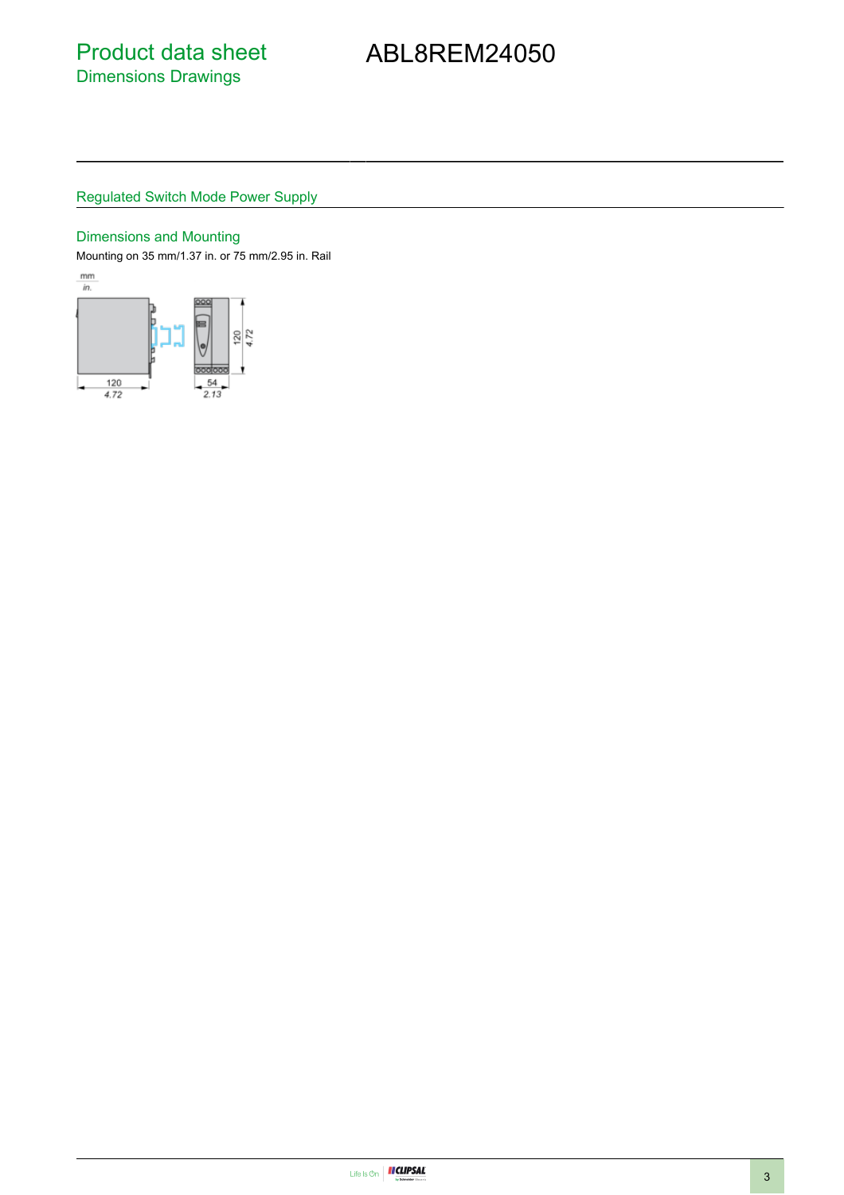# Product data sheet
## Dimensions Drawings

# ABL8REM24050

### Regulated Switch Mode Power Supply

#### Dimensions and Mounting

Mounting on 35 mm/1.37 in. or 75 mm/2.95 in. Rail

mm
in.

120
4.72

54
2.13

120
4.72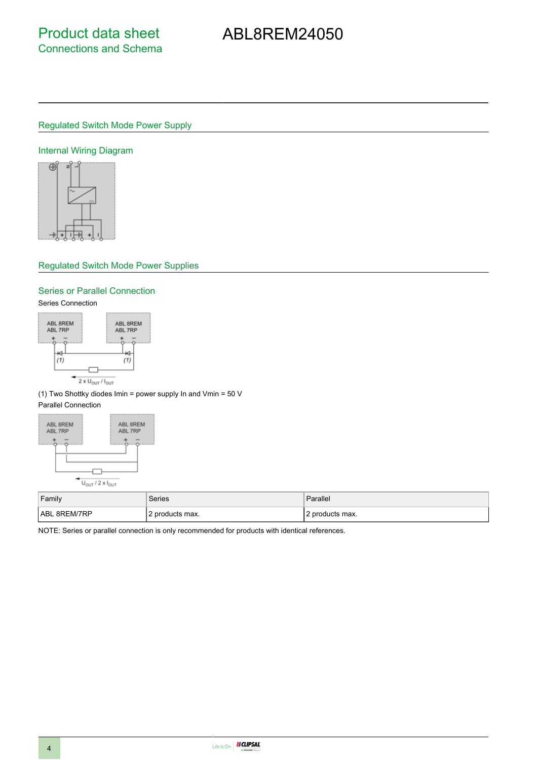# Product data sheet
## Connections and Schema

# ABL8REM24050

## Regulated Switch Mode Power Supply

### Internal Wiring Diagram

## Regulated Switch Mode Power Supplies

### Series or Parallel Connection

Series Connection

(1) Two Shottky diodes Imin = power supply In and Vmin = 50 V

Parallel Connection

| Family | Series | Parallel |
| --- | --- | --- |
| ABL 8REM/7RP | 2 products max. | 2 products max. |

NOTE: Series or parallel connection is only recommended for products with identical references.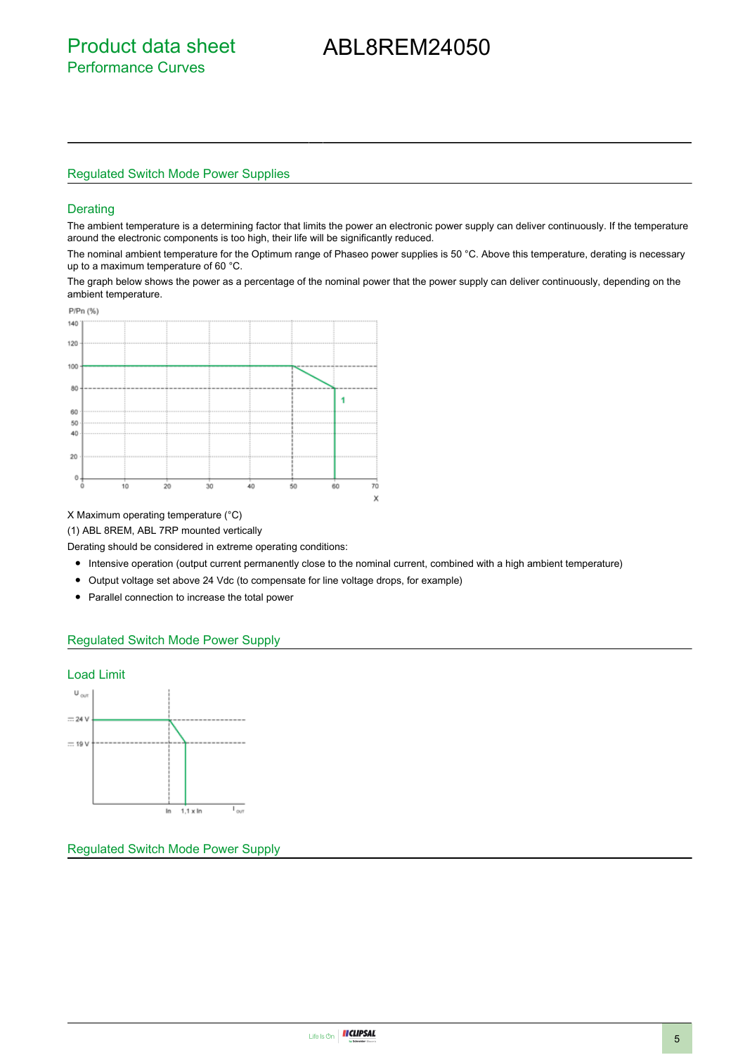# Product data sheet
## Performance Curves

# ABL8REM24050

## Regulated Switch Mode Power Supplies

### Derating

The ambient temperature is a determining factor that limits the power an electronic power supply can deliver continuously. If the temperature around the electronic components is too high, their life will be significantly reduced.

The nominal ambient temperature for the Optimum range of Phaseo power supplies is 50 °C. Above this temperature, derating is necessary up to a maximum temperature of 60 °C.

The graph below shows the power as a percentage of the nominal power that the power supply can deliver continuously, depending on the ambient temperature.

X Maximum operating temperature (°C)

(1) ABL 8REM, ABL 7RP mounted vertically

Derating should be considered in extreme operating conditions:

- Intensive operation (output current permanently close to the nominal current, combined with a high ambient temperature)
- Output voltage set above 24 Vdc (to compensate for line voltage drops, for example)
- Parallel connection to increase the total power

## Regulated Switch Mode Power Supply

### Load Limit

## Regulated Switch Mode Power Supply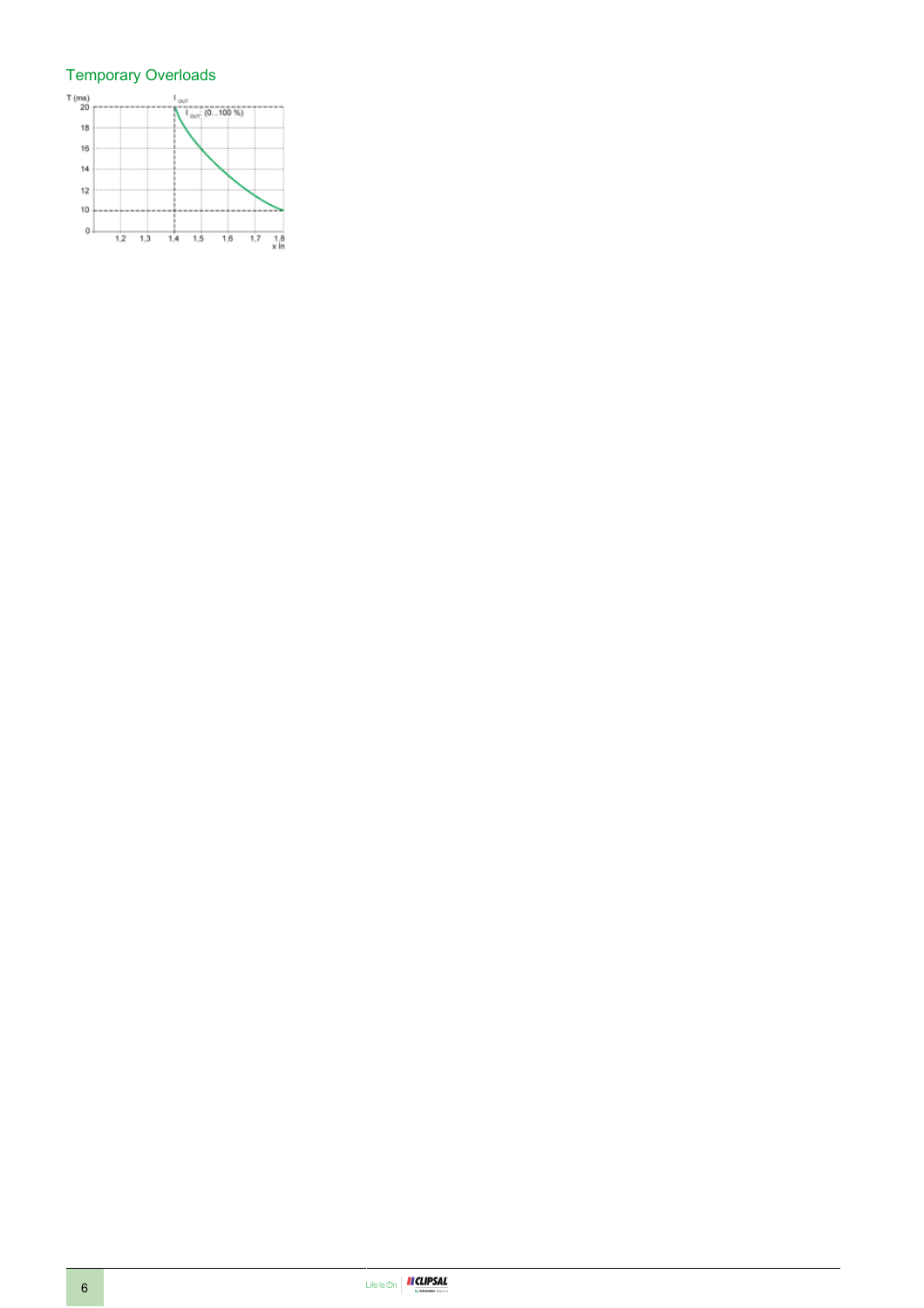## Temporary Overloads

T (ms)

20

18

16

14

12

10

0

$I_{OUT}$

$I_{OUT}$: (0...100 %)

1,2 1,3 1,4 1,5 1,6 1,7 1,8

x In